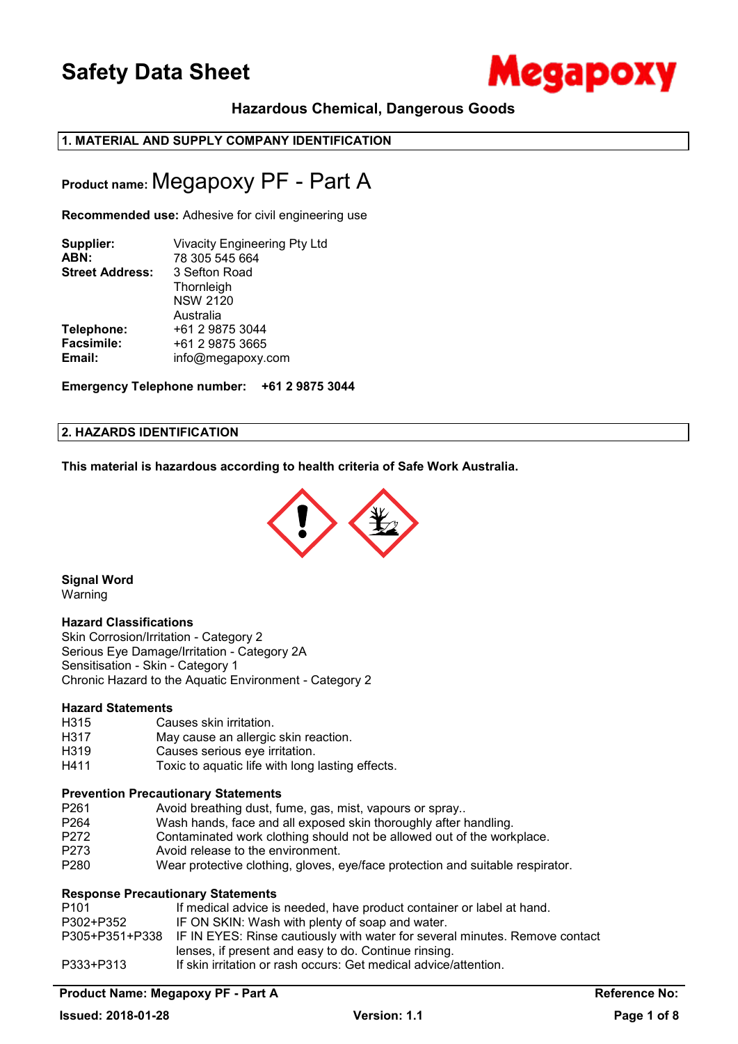# Safety Data Sheet

Megapoxy

**Hazardous Chemical, Dangerous Goods**

## 1. MATERIAL AND SUPPLY COMPANY IDENTIFICATION

**Product name:** Megapoxy PF - Part A

**Recommended use:** Adhesive for civil engineering use

| | |
|---|---|
| **Supplier:** | Vivacity Engineering Pty Ltd |
| **ABN:** | 78 305 545 664 |
| **Street Address:** | 3 Sefton Road<br>Thornleigh<br>NSW 2120<br>Australia |
| **Telephone:** | +61 2 9875 3044 |
| **Facsimile:** | +61 2 9875 3665 |
| **Email:** | info@megapoxy.com |

**Emergency Telephone number: +61 2 9875 3044**

## 2. HAZARDS IDENTIFICATION

**This material is hazardous according to health criteria of Safe Work Australia.**

**Signal Word**
Warning

**Hazard Classifications**
Skin Corrosion/Irritation - Category 2
Serious Eye Damage/Irritation - Category 2A
Sensitisation - Skin - Category 1
Chronic Hazard to the Aquatic Environment - Category 2

**Hazard Statements**

| | |
|---|---|
| H315 | Causes skin irritation. |
| H317 | May cause an allergic skin reaction. |
| H319 | Causes serious eye irritation. |
| H411 | Toxic to aquatic life with long lasting effects. |

**Prevention Precautionary Statements**

| | |
|---|---|
| P261 | Avoid breathing dust, fume, gas, mist, vapours or spray.. |
| P264 | Wash hands, face and all exposed skin thoroughly after handling. |
| P272 | Contaminated work clothing should not be allowed out of the workplace. |
| P273 | Avoid release to the environment. |
| P280 | Wear protective clothing, gloves, eye/face protection and suitable respirator. |

**Response Precautionary Statements**

| | |
|---|---|
| P101 | If medical advice is needed, have product container or label at hand. |
| P302+P352 | IF ON SKIN: Wash with plenty of soap and water. |
| P305+P351+P338 | IF IN EYES: Rinse cautiously with water for several minutes. Remove contact lenses, if present and easy to do. Continue rinsing. |
| P333+P313 | If skin irritation or rash occurs: Get medical advice/attention. |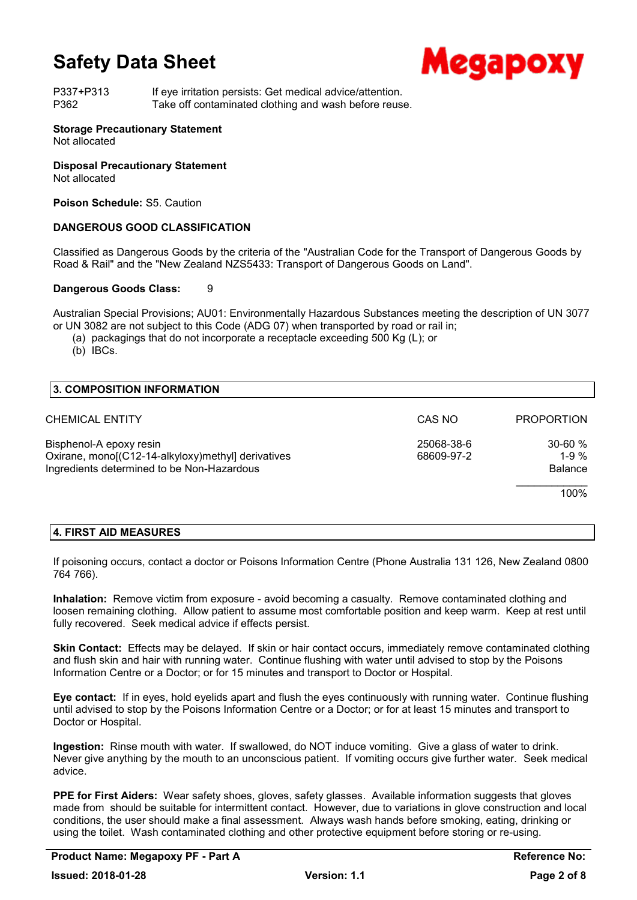P337+P313 If eye irritation persists: Get medical advice/attention.
P362 Take off contaminated clothing and wash before reuse.

**Storage Precautionary Statement**
Not allocated

**Disposal Precautionary Statement**
Not allocated

**Poison Schedule:** S5. Caution

**DANGEROUS GOOD CLASSIFICATION**

Classified as Dangerous Goods by the criteria of the "Australian Code for the Transport of Dangerous Goods by Road & Rail" and the "New Zealand NZS5433: Transport of Dangerous Goods on Land".

**Dangerous Goods Class:** 9

Australian Special Provisions; AU01: Environmentally Hazardous Substances meeting the description of UN 3077 or UN 3082 are not subject to this Code (ADG 07) when transported by road or rail in;
(a) packagings that do not incorporate a receptacle exceeding 500 Kg (L); or
(b) IBCs.

## 3. COMPOSITION INFORMATION

| CHEMICAL ENTITY | CAS NO | PROPORTION |
|---|---|---|
| Bisphenol-A epoxy resin | 25068-38-6 | 30-60 % |
| Oxirane, mono[(C12-14-alkyloxy)methyl] derivatives | 68609-97-2 | 1-9 % |
| Ingredients determined to be Non-Hazardous | | Balance |
| | | 100% |

## 4. FIRST AID MEASURES

If poisoning occurs, contact a doctor or Poisons Information Centre (Phone Australia 131 126, New Zealand 0800 764 766).

**Inhalation:** Remove victim from exposure - avoid becoming a casualty. Remove contaminated clothing and loosen remaining clothing. Allow patient to assume most comfortable position and keep warm. Keep at rest until fully recovered. Seek medical advice if effects persist.

**Skin Contact:** Effects may be delayed. If skin or hair contact occurs, immediately remove contaminated clothing and flush skin and hair with running water. Continue flushing with water until advised to stop by the Poisons Information Centre or a Doctor; or for 15 minutes and transport to Doctor or Hospital.

**Eye contact:** If in eyes, hold eyelids apart and flush the eyes continuously with running water. Continue flushing until advised to stop by the Poisons Information Centre or a Doctor; or for at least 15 minutes and transport to Doctor or Hospital.

**Ingestion:** Rinse mouth with water. If swallowed, do NOT induce vomiting. Give a glass of water to drink. Never give anything by the mouth to an unconscious patient. If vomiting occurs give further water. Seek medical advice.

**PPE for First Aiders:** Wear safety shoes, gloves, safety glasses. Available information suggests that gloves made from should be suitable for intermittent contact. However, due to variations in glove construction and local conditions, the user should make a final assessment. Always wash hands before smoking, eating, drinking or using the toilet. Wash contaminated clothing and other protective equipment before storing or re-using.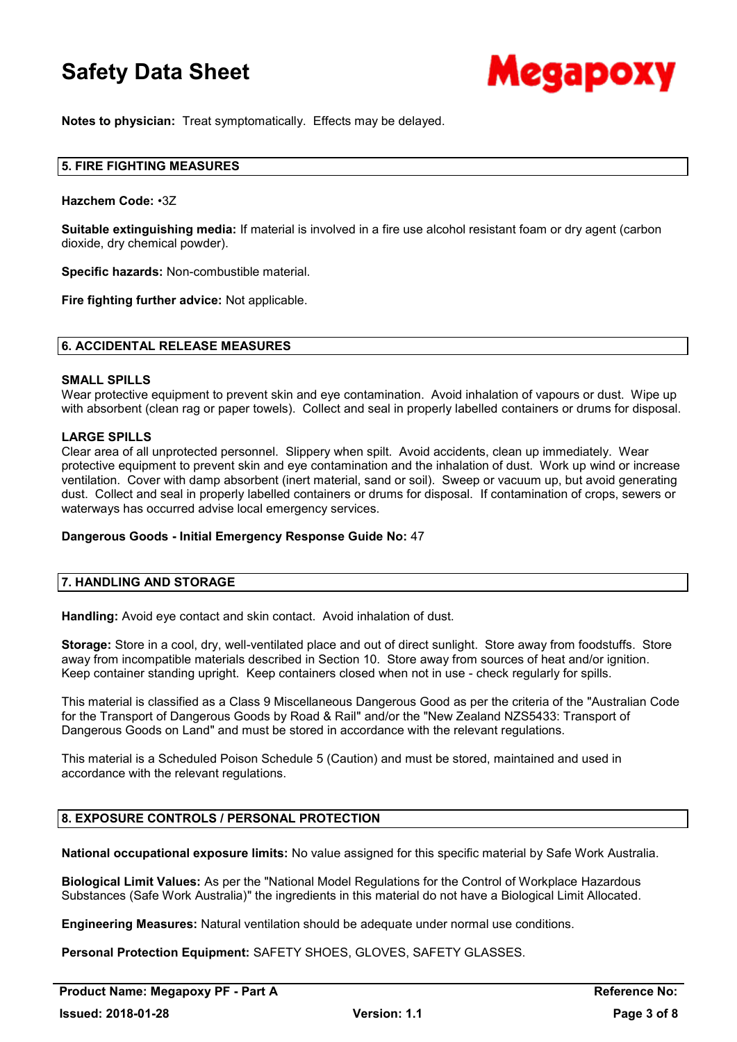**Notes to physician:** Treat symptomatically. Effects may be delayed.

## 5. FIRE FIGHTING MEASURES

**Hazchem Code:** •3Z

**Suitable extinguishing media:** If material is involved in a fire use alcohol resistant foam or dry agent (carbon dioxide, dry chemical powder).

**Specific hazards:** Non-combustible material.

**Fire fighting further advice:** Not applicable.

## 6. ACCIDENTAL RELEASE MEASURES

### SMALL SPILLS

Wear protective equipment to prevent skin and eye contamination. Avoid inhalation of vapours or dust. Wipe up with absorbent (clean rag or paper towels). Collect and seal in properly labelled containers or drums for disposal.

### LARGE SPILLS

Clear area of all unprotected personnel. Slippery when spilt. Avoid accidents, clean up immediately. Wear protective equipment to prevent skin and eye contamination and the inhalation of dust. Work up wind or increase ventilation. Cover with damp absorbent (inert material, sand or soil). Sweep or vacuum up, but avoid generating dust. Collect and seal in properly labelled containers or drums for disposal. If contamination of crops, sewers or waterways has occurred advise local emergency services.

**Dangerous Goods - Initial Emergency Response Guide No:** 47

## 7. HANDLING AND STORAGE

**Handling:** Avoid eye contact and skin contact. Avoid inhalation of dust.

**Storage:** Store in a cool, dry, well-ventilated place and out of direct sunlight. Store away from foodstuffs. Store away from incompatible materials described in Section 10. Store away from sources of heat and/or ignition. Keep container standing upright. Keep containers closed when not in use - check regularly for spills.

This material is classified as a Class 9 Miscellaneous Dangerous Good as per the criteria of the "Australian Code for the Transport of Dangerous Goods by Road & Rail" and/or the "New Zealand NZS5433: Transport of Dangerous Goods on Land" and must be stored in accordance with the relevant regulations.

This material is a Scheduled Poison Schedule 5 (Caution) and must be stored, maintained and used in accordance with the relevant regulations.

## 8. EXPOSURE CONTROLS / PERSONAL PROTECTION

**National occupational exposure limits:** No value assigned for this specific material by Safe Work Australia.

**Biological Limit Values:** As per the "National Model Regulations for the Control of Workplace Hazardous Substances (Safe Work Australia)" the ingredients in this material do not have a Biological Limit Allocated.

**Engineering Measures:** Natural ventilation should be adequate under normal use conditions.

**Personal Protection Equipment:** SAFETY SHOES, GLOVES, SAFETY GLASSES.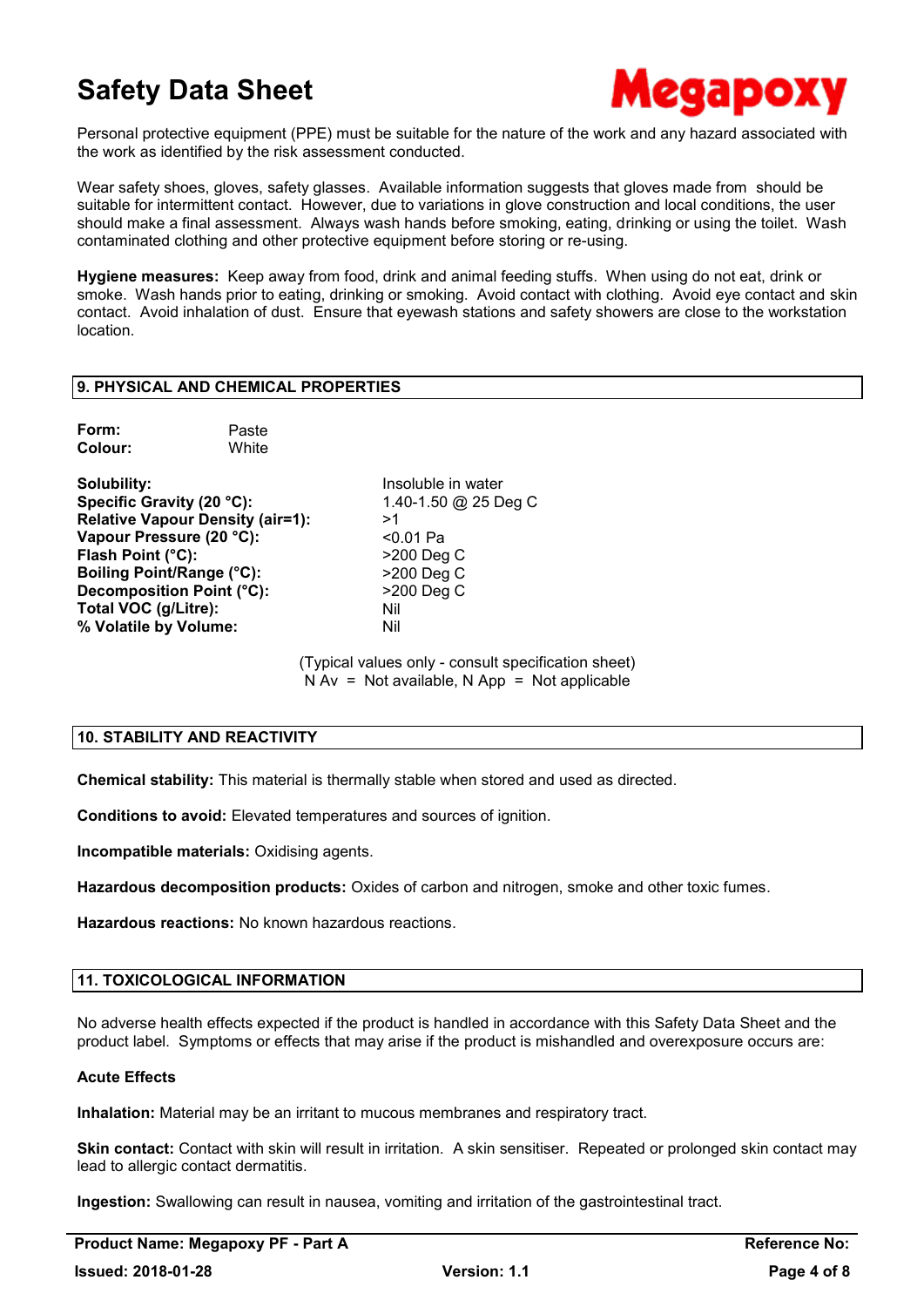Personal protective equipment (PPE) must be suitable for the nature of the work and any hazard associated with the work as identified by the risk assessment conducted.

Wear safety shoes, gloves, safety glasses. Available information suggests that gloves made from should be suitable for intermittent contact. However, due to variations in glove construction and local conditions, the user should make a final assessment. Always wash hands before smoking, eating, drinking or using the toilet. Wash contaminated clothing and other protective equipment before storing or re-using.

**Hygiene measures:** Keep away from food, drink and animal feeding stuffs. When using do not eat, drink or smoke. Wash hands prior to eating, drinking or smoking. Avoid contact with clothing. Avoid eye contact and skin contact. Avoid inhalation of dust. Ensure that eyewash stations and safety showers are close to the workstation location.

## 9. PHYSICAL AND CHEMICAL PROPERTIES

**Form:** Paste
**Colour:** White

| | |
|---|---|
| **Solubility:** | Insoluble in water |
| **Specific Gravity (20 °C):** | 1.40-1.50 @ 25 Deg C |
| **Relative Vapour Density (air=1):** | >1 |
| **Vapour Pressure (20 °C):** | <0.01 Pa |
| **Flash Point (°C):** | >200 Deg C |
| **Boiling Point/Range (°C):** | >200 Deg C |
| **Decomposition Point (°C):** | >200 Deg C |
| **Total VOC (g/Litre):** | Nil |
| **% Volatile by Volume:** | Nil |

(Typical values only - consult specification sheet)
N Av = Not available, N App = Not applicable

## 10. STABILITY AND REACTIVITY

**Chemical stability:** This material is thermally stable when stored and used as directed.

**Conditions to avoid:** Elevated temperatures and sources of ignition.

**Incompatible materials:** Oxidising agents.

**Hazardous decomposition products:** Oxides of carbon and nitrogen, smoke and other toxic fumes.

**Hazardous reactions:** No known hazardous reactions.

## 11. TOXICOLOGICAL INFORMATION

No adverse health effects expected if the product is handled in accordance with this Safety Data Sheet and the product label. Symptoms or effects that may arise if the product is mishandled and overexposure occurs are:

**Acute Effects**

**Inhalation:** Material may be an irritant to mucous membranes and respiratory tract.

**Skin contact:** Contact with skin will result in irritation. A skin sensitiser. Repeated or prolonged skin contact may lead to allergic contact dermatitis.

**Ingestion:** Swallowing can result in nausea, vomiting and irritation of the gastrointestinal tract.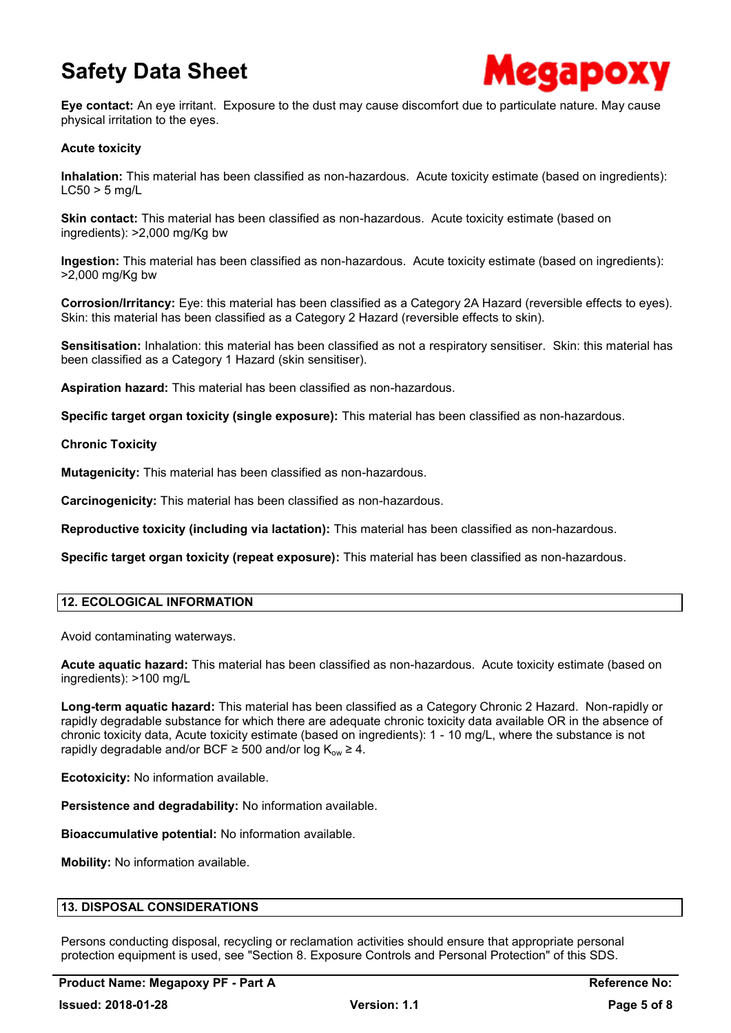**Eye contact:** An eye irritant. Exposure to the dust may cause discomfort due to particulate nature. May cause physical irritation to the eyes.

**Acute toxicity**

**Inhalation:** This material has been classified as non-hazardous. Acute toxicity estimate (based on ingredients): LC50 > 5 mg/L

**Skin contact:** This material has been classified as non-hazardous. Acute toxicity estimate (based on ingredients): >2,000 mg/Kg bw

**Ingestion:** This material has been classified as non-hazardous. Acute toxicity estimate (based on ingredients): >2,000 mg/Kg bw

**Corrosion/Irritancy:** Eye: this material has been classified as a Category 2A Hazard (reversible effects to eyes). Skin: this material has been classified as a Category 2 Hazard (reversible effects to skin).

**Sensitisation:** Inhalation: this material has been classified as not a respiratory sensitiser. Skin: this material has been classified as a Category 1 Hazard (skin sensitiser).

**Aspiration hazard:** This material has been classified as non-hazardous.

**Specific target organ toxicity (single exposure):** This material has been classified as non-hazardous.

**Chronic Toxicity**

**Mutagenicity:** This material has been classified as non-hazardous.

**Carcinogenicity:** This material has been classified as non-hazardous.

**Reproductive toxicity (including via lactation):** This material has been classified as non-hazardous.

**Specific target organ toxicity (repeat exposure):** This material has been classified as non-hazardous.

## 12. ECOLOGICAL INFORMATION

Avoid contaminating waterways.

**Acute aquatic hazard:** This material has been classified as non-hazardous. Acute toxicity estimate (based on ingredients): >100 mg/L

**Long-term aquatic hazard:** This material has been classified as a Category Chronic 2 Hazard. Non-rapidly or rapidly degradable substance for which there are adequate chronic toxicity data available OR in the absence of chronic toxicity data, Acute toxicity estimate (based on ingredients): 1 - 10 mg/L, where the substance is not rapidly degradable and/or BCF ≥ 500 and/or log $K_{ow}$ ≥ 4.

**Ecotoxicity:** No information available.

**Persistence and degradability:** No information available.

**Bioaccumulative potential:** No information available.

**Mobility:** No information available.

## 13. DISPOSAL CONSIDERATIONS

Persons conducting disposal, recycling or reclamation activities should ensure that appropriate personal protection equipment is used, see "Section 8. Exposure Controls and Personal Protection" of this SDS.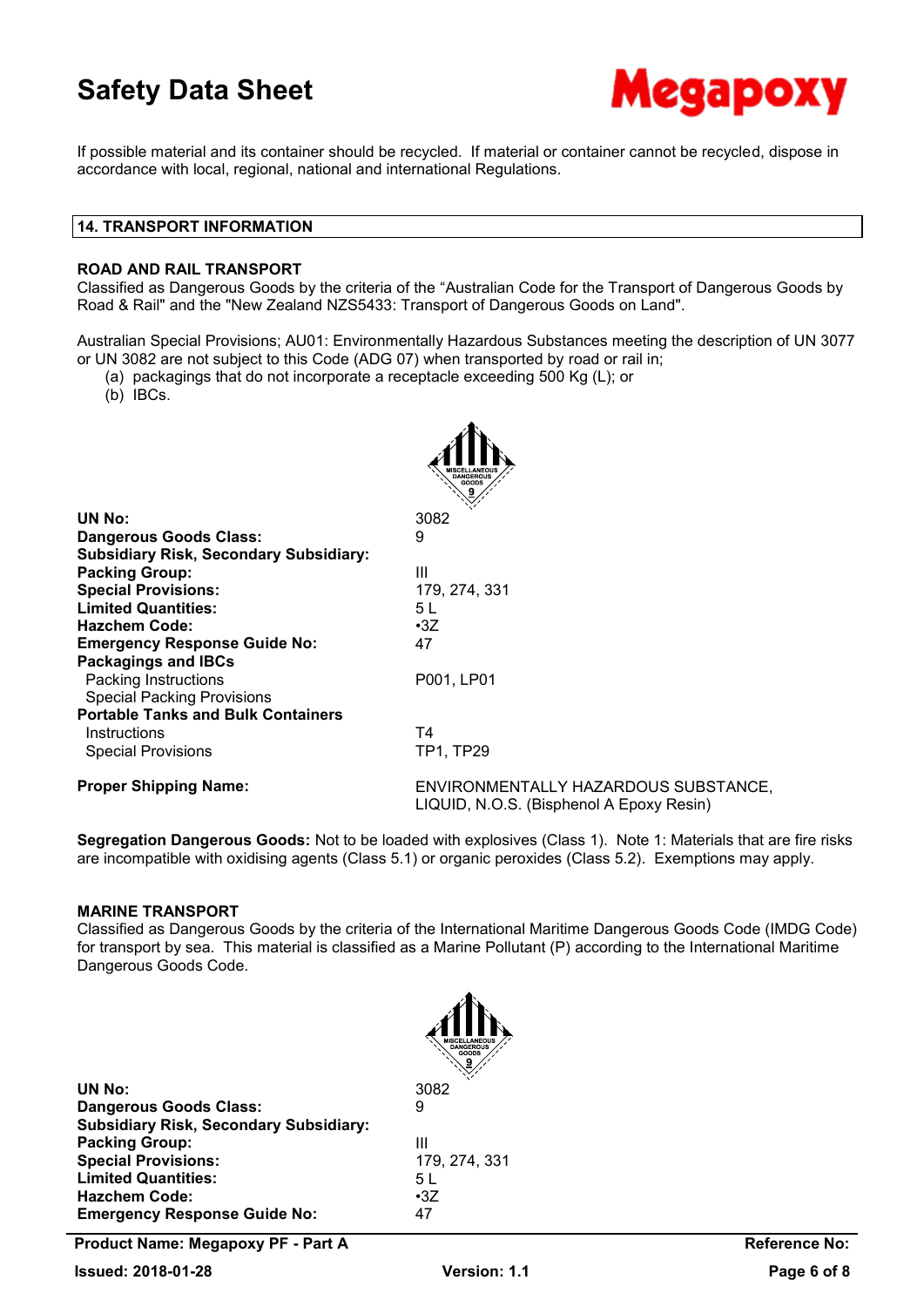If possible material and its container should be recycled. If material or container cannot be recycled, dispose in accordance with local, regional, national and international Regulations.

## 14. TRANSPORT INFORMATION

### ROAD AND RAIL TRANSPORT

Classified as Dangerous Goods by the criteria of the "Australian Code for the Transport of Dangerous Goods by Road & Rail" and the "New Zealand NZS5433: Transport of Dangerous Goods on Land".

Australian Special Provisions; AU01: Environmentally Hazardous Substances meeting the description of UN 3077 or UN 3082 are not subject to this Code (ADG 07) when transported by road or rail in;

(a) packagings that do not incorporate a receptacle exceeding 500 Kg (L); or
(b) IBCs.

| | |
|---|---|
| **UN No:** | 3082 |
| **Dangerous Goods Class:** | 9 |
| **Subsidiary Risk, Secondary Subsidiary:** | |
| **Packing Group:** | III |
| **Special Provisions:** | 179, 274, 331 |
| **Limited Quantities:** | 5 L |
| **Hazchem Code:** | •3Z |
| **Emergency Response Guide No:** | 47 |
| **Packagings and IBCs** | |
| Packing Instructions | P001, LP01 |
| Special Packing Provisions | |
| **Portable Tanks and Bulk Containers** | |
| Instructions | T4 |
| Special Provisions | TP1, TP29 |
| **Proper Shipping Name:** | ENVIRONMENTALLY HAZARDOUS SUBSTANCE, LIQUID, N.O.S. (Bisphenol A Epoxy Resin) |

**Segregation Dangerous Goods:** Not to be loaded with explosives (Class 1). Note 1: Materials that are fire risks are incompatible with oxidising agents (Class 5.1) or organic peroxides (Class 5.2). Exemptions may apply.

### MARINE TRANSPORT

Classified as Dangerous Goods by the criteria of the International Maritime Dangerous Goods Code (IMDG Code) for transport by sea. This material is classified as a Marine Pollutant (P) according to the International Maritime Dangerous Goods Code.

| | |
|---|---|
| **UN No:** | 3082 |
| **Dangerous Goods Class:** | 9 |
| **Subsidiary Risk, Secondary Subsidiary:** | |
| **Packing Group:** | III |
| **Special Provisions:** | 179, 274, 331 |
| **Limited Quantities:** | 5 L |
| **Hazchem Code:** | •3Z |
| **Emergency Response Guide No:** | 47 |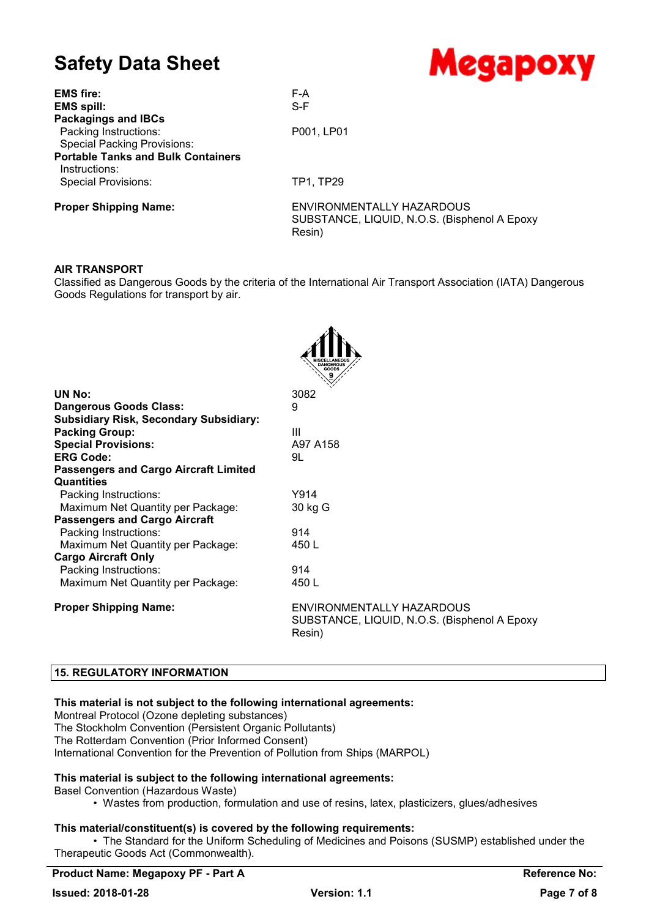| | |
|---|---|
| **EMS fire:** | F-A |
| **EMS spill:** | S-F |
| **Packagings and IBCs** | |
| Packing Instructions: | P001, LP01 |
| Special Packing Provisions: | |
| **Portable Tanks and Bulk Containers** | |
| Instructions: | |
| Special Provisions: | TP1, TP29 |
| **Proper Shipping Name:** | ENVIRONMENTALLY HAZARDOUS SUBSTANCE, LIQUID, N.O.S. (Bisphenol A Epoxy Resin) |

**AIR TRANSPORT**

Classified as Dangerous Goods by the criteria of the International Air Transport Association (IATA) Dangerous Goods Regulations for transport by air.

| | |
|---|---|
| **UN No:** | 3082 |
| **Dangerous Goods Class:** | 9 |
| **Subsidiary Risk, Secondary Subsidiary:** | |
| **Packing Group:** | III |
| **Special Provisions:** | A97 A158 |
| **ERG Code:** | 9L |
| **Passengers and Cargo Aircraft Limited Quantities** | |
| Packing Instructions: | Y914 |
| Maximum Net Quantity per Package: | 30 kg G |
| **Passengers and Cargo Aircraft** | |
| Packing Instructions: | 914 |
| Maximum Net Quantity per Package: | 450 L |
| **Cargo Aircraft Only** | |
| Packing Instructions: | 914 |
| Maximum Net Quantity per Package: | 450 L |
| **Proper Shipping Name:** | ENVIRONMENTALLY HAZARDOUS SUBSTANCE, LIQUID, N.O.S. (Bisphenol A Epoxy Resin) |

## 15. REGULATORY INFORMATION

**This material is not subject to the following international agreements:**

Montreal Protocol (Ozone depleting substances)
The Stockholm Convention (Persistent Organic Pollutants)
The Rotterdam Convention (Prior Informed Consent)
International Convention for the Prevention of Pollution from Ships (MARPOL)

**This material is subject to the following international agreements:**

Basel Convention (Hazardous Waste)

- Wastes from production, formulation and use of resins, latex, plasticizers, glues/adhesives

**This material/constituent(s) is covered by the following requirements:**

- The Standard for the Uniform Scheduling of Medicines and Poisons (SUSMP) established under the Therapeutic Goods Act (Commonwealth).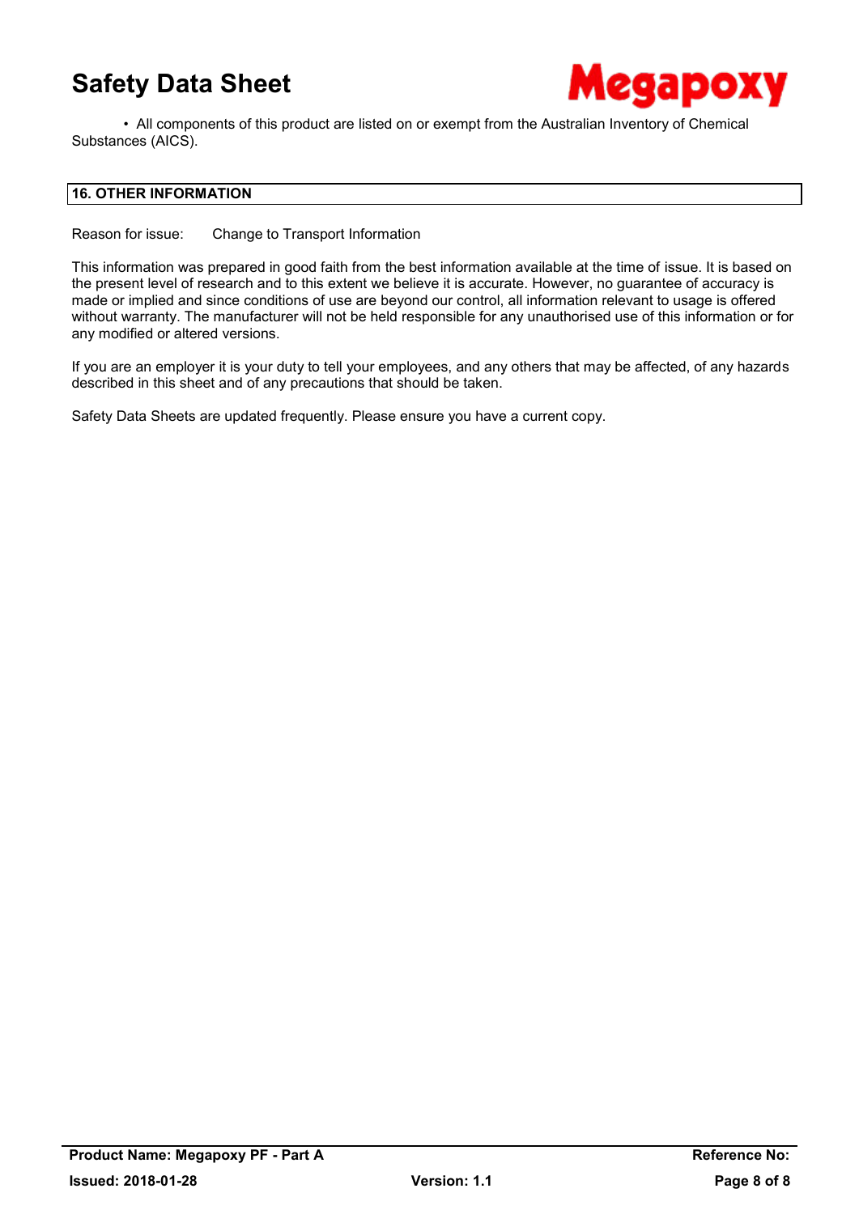- All components of this product are listed on or exempt from the Australian Inventory of Chemical Substances (AICS).

## 16. OTHER INFORMATION

Reason for issue: Change to Transport Information

This information was prepared in good faith from the best information available at the time of issue. It is based on the present level of research and to this extent we believe it is accurate. However, no guarantee of accuracy is made or implied and since conditions of use are beyond our control, all information relevant to usage is offered without warranty. The manufacturer will not be held responsible for any unauthorised use of this information or for any modified or altered versions.

If you are an employer it is your duty to tell your employees, and any others that may be affected, of any hazards described in this sheet and of any precautions that should be taken.

Safety Data Sheets are updated frequently. Please ensure you have a current copy.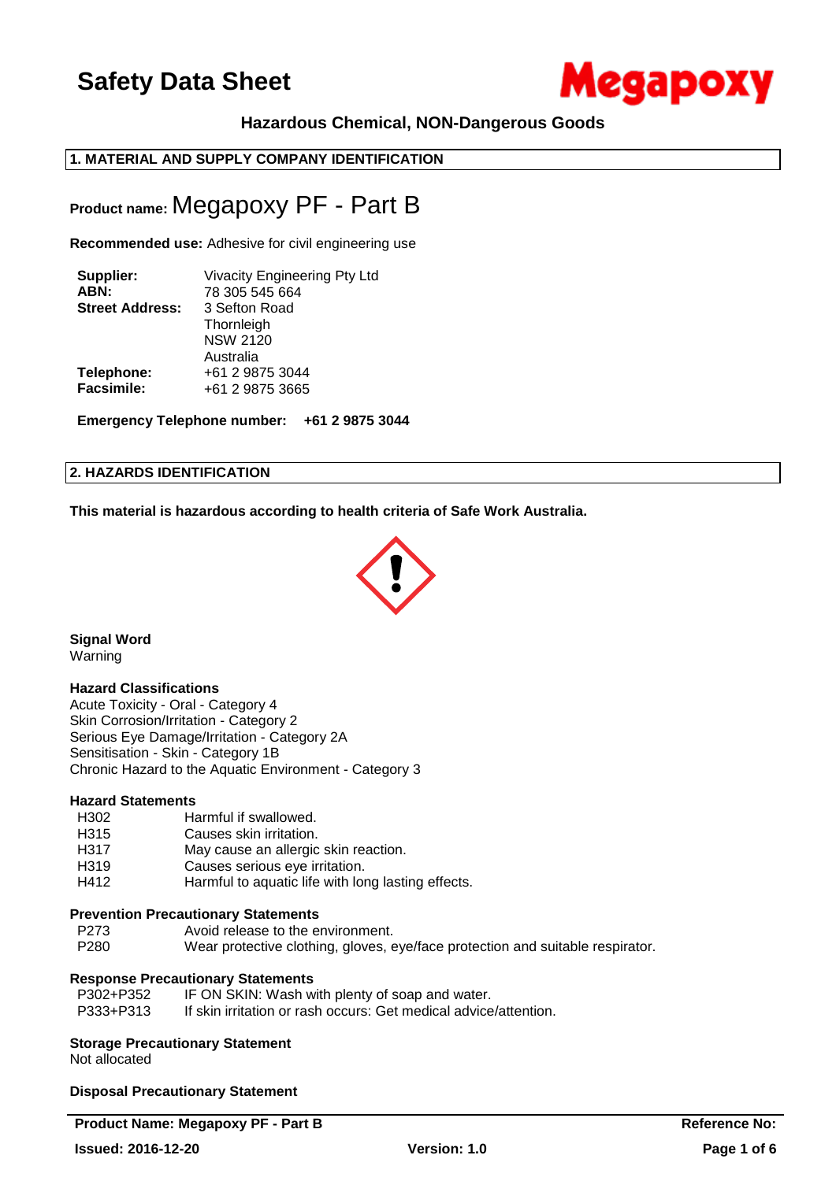# Safety Data Sheet

## Hazardous Chemical, NON-Dangerous Goods

## 1. MATERIAL AND SUPPLY COMPANY IDENTIFICATION

**Product name:** Megapoxy PF - Part B

**Recommended use:** Adhesive for civil engineering use

| | |
|---|---|
| **Supplier:** | Vivacity Engineering Pty Ltd |
| **ABN:** | 78 305 545 664 |
| **Street Address:** | 3 Sefton Road<br>Thornleigh<br>NSW 2120<br>Australia |
| **Telephone:** | +61 2 9875 3044 |
| **Facsimile:** | +61 2 9875 3665 |

**Emergency Telephone number: +61 2 9875 3044**

## 2. HAZARDS IDENTIFICATION

**This material is hazardous according to health criteria of Safe Work Australia.**

**Signal Word**

Warning

**Hazard Classifications**

Acute Toxicity - Oral - Category 4
Skin Corrosion/Irritation - Category 2
Serious Eye Damage/Irritation - Category 2A
Sensitisation - Skin - Category 1B
Chronic Hazard to the Aquatic Environment - Category 3

**Hazard Statements**

| | |
|---|---|
| H302 | Harmful if swallowed. |
| H315 | Causes skin irritation. |
| H317 | May cause an allergic skin reaction. |
| H319 | Causes serious eye irritation. |
| H412 | Harmful to aquatic life with long lasting effects. |

**Prevention Precautionary Statements**

| | |
|---|---|
| P273 | Avoid release to the environment. |
| P280 | Wear protective clothing, gloves, eye/face protection and suitable respirator. |

**Response Precautionary Statements**

| | |
|---|---|
| P302+P352 | IF ON SKIN: Wash with plenty of soap and water. |
| P333+P313 | If skin irritation or rash occurs: Get medical advice/attention. |

**Storage Precautionary Statement**

Not allocated

**Disposal Precautionary Statement**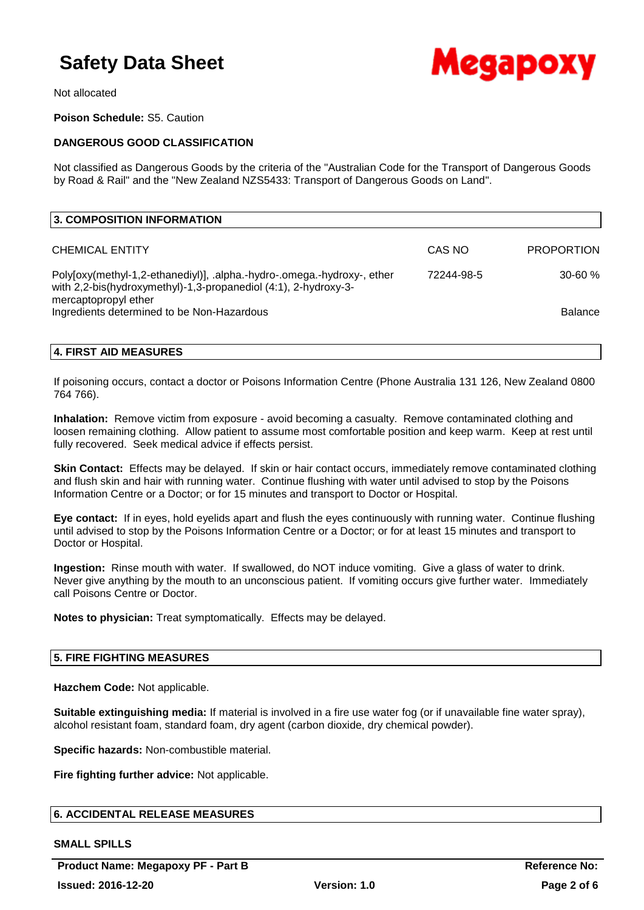Not allocated

**Poison Schedule:** S5. Caution

**DANGEROUS GOOD CLASSIFICATION**

Not classified as Dangerous Goods by the criteria of the "Australian Code for the Transport of Dangerous Goods by Road & Rail" and the "New Zealand NZS5433: Transport of Dangerous Goods on Land".

## 3. COMPOSITION INFORMATION

| CHEMICAL ENTITY | CAS NO | PROPORTION |
|---|---|---|
| Poly[oxy(methyl-1,2-ethanediyl)], .alpha.-hydro-.omega.-hydroxy-, ether with 2,2-bis(hydroxymethyl)-1,3-propanediol (4:1), 2-hydroxy-3-mercaptopropyl ether | 72244-98-5 | 30-60 % |
| Ingredients determined to be Non-Hazardous | | Balance |

## 4. FIRST AID MEASURES

If poisoning occurs, contact a doctor or Poisons Information Centre (Phone Australia 131 126, New Zealand 0800 764 766).

**Inhalation:** Remove victim from exposure - avoid becoming a casualty. Remove contaminated clothing and loosen remaining clothing. Allow patient to assume most comfortable position and keep warm. Keep at rest until fully recovered. Seek medical advice if effects persist.

**Skin Contact:** Effects may be delayed. If skin or hair contact occurs, immediately remove contaminated clothing and flush skin and hair with running water. Continue flushing with water until advised to stop by the Poisons Information Centre or a Doctor; or for 15 minutes and transport to Doctor or Hospital.

**Eye contact:** If in eyes, hold eyelids apart and flush the eyes continuously with running water. Continue flushing until advised to stop by the Poisons Information Centre or a Doctor; or for at least 15 minutes and transport to Doctor or Hospital.

**Ingestion:** Rinse mouth with water. If swallowed, do NOT induce vomiting. Give a glass of water to drink. Never give anything by the mouth to an unconscious patient. If vomiting occurs give further water. Immediately call Poisons Centre or Doctor.

**Notes to physician:** Treat symptomatically. Effects may be delayed.

## 5. FIRE FIGHTING MEASURES

**Hazchem Code:** Not applicable.

**Suitable extinguishing media:** If material is involved in a fire use water fog (or if unavailable fine water spray), alcohol resistant foam, standard foam, dry agent (carbon dioxide, dry chemical powder).

**Specific hazards:** Non-combustible material.

**Fire fighting further advice:** Not applicable.

## 6. ACCIDENTAL RELEASE MEASURES

**SMALL SPILLS**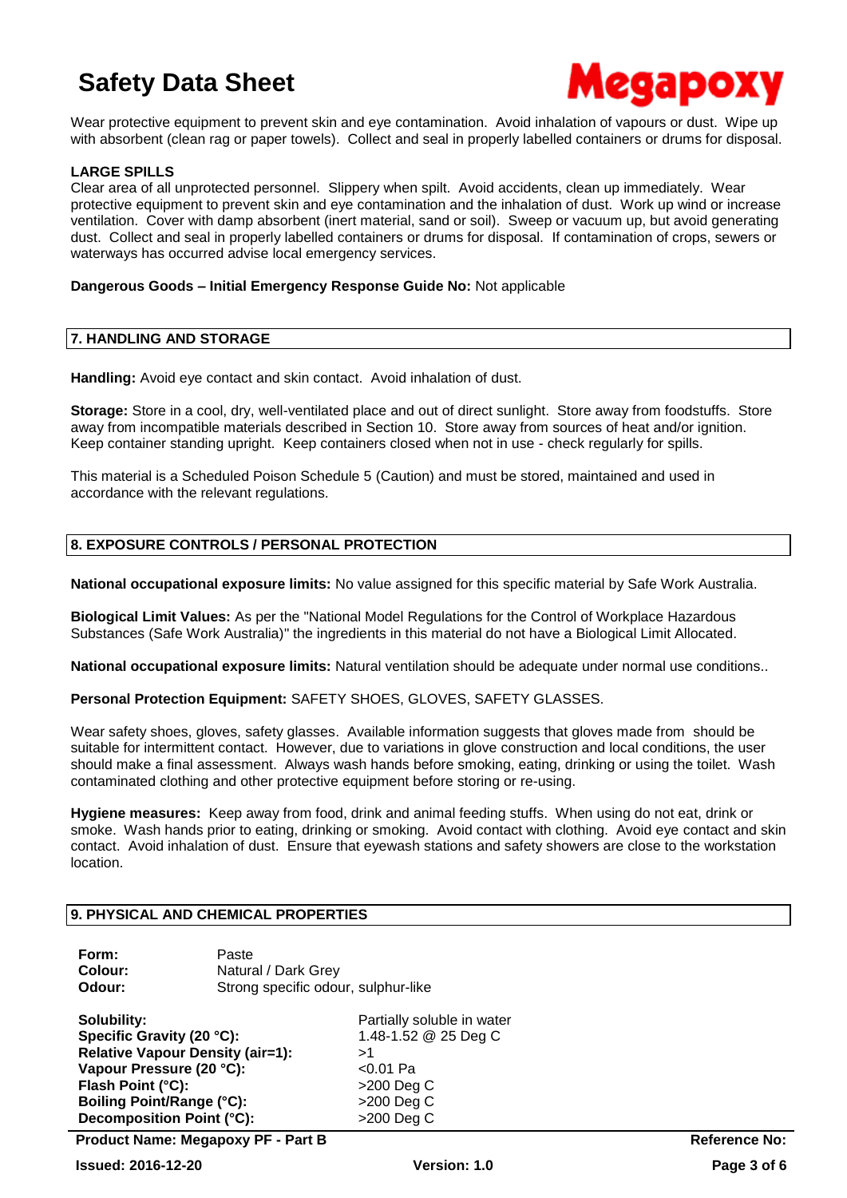Wear protective equipment to prevent skin and eye contamination. Avoid inhalation of vapours or dust. Wipe up with absorbent (clean rag or paper towels). Collect and seal in properly labelled containers or drums for disposal.

**LARGE SPILLS**

Clear area of all unprotected personnel. Slippery when spilt. Avoid accidents, clean up immediately. Wear protective equipment to prevent skin and eye contamination and the inhalation of dust. Work up wind or increase ventilation. Cover with damp absorbent (inert material, sand or soil). Sweep or vacuum up, but avoid generating dust. Collect and seal in properly labelled containers or drums for disposal. If contamination of crops, sewers or waterways has occurred advise local emergency services.

**Dangerous Goods – Initial Emergency Response Guide No:** Not applicable

## 7. HANDLING AND STORAGE

**Handling:** Avoid eye contact and skin contact. Avoid inhalation of dust.

**Storage:** Store in a cool, dry, well-ventilated place and out of direct sunlight. Store away from foodstuffs. Store away from incompatible materials described in Section 10. Store away from sources of heat and/or ignition. Keep container standing upright. Keep containers closed when not in use - check regularly for spills.

This material is a Scheduled Poison Schedule 5 (Caution) and must be stored, maintained and used in accordance with the relevant regulations.

## 8. EXPOSURE CONTROLS / PERSONAL PROTECTION

**National occupational exposure limits:** No value assigned for this specific material by Safe Work Australia.

**Biological Limit Values:** As per the "National Model Regulations for the Control of Workplace Hazardous Substances (Safe Work Australia)" the ingredients in this material do not have a Biological Limit Allocated.

**National occupational exposure limits:** Natural ventilation should be adequate under normal use conditions..

**Personal Protection Equipment:** SAFETY SHOES, GLOVES, SAFETY GLASSES.

Wear safety shoes, gloves, safety glasses. Available information suggests that gloves made from should be suitable for intermittent contact. However, due to variations in glove construction and local conditions, the user should make a final assessment. Always wash hands before smoking, eating, drinking or using the toilet. Wash contaminated clothing and other protective equipment before storing or re-using.

**Hygiene measures:** Keep away from food, drink and animal feeding stuffs. When using do not eat, drink or smoke. Wash hands prior to eating, drinking or smoking. Avoid contact with clothing. Avoid eye contact and skin contact. Avoid inhalation of dust. Ensure that eyewash stations and safety showers are close to the workstation location.

## 9. PHYSICAL AND CHEMICAL PROPERTIES

**Form:** Paste
**Colour:** Natural / Dark Grey
**Odour:** Strong specific odour, sulphur-like

**Solubility:** Partially soluble in water
**Specific Gravity (20 °C):** 1.48-1.52 @ 25 Deg C
**Relative Vapour Density (air=1):** >1
**Vapour Pressure (20 °C):** <0.01 Pa
**Flash Point (°C):** >200 Deg C
**Boiling Point/Range (°C):** >200 Deg C
**Decomposition Point (°C):** >200 Deg C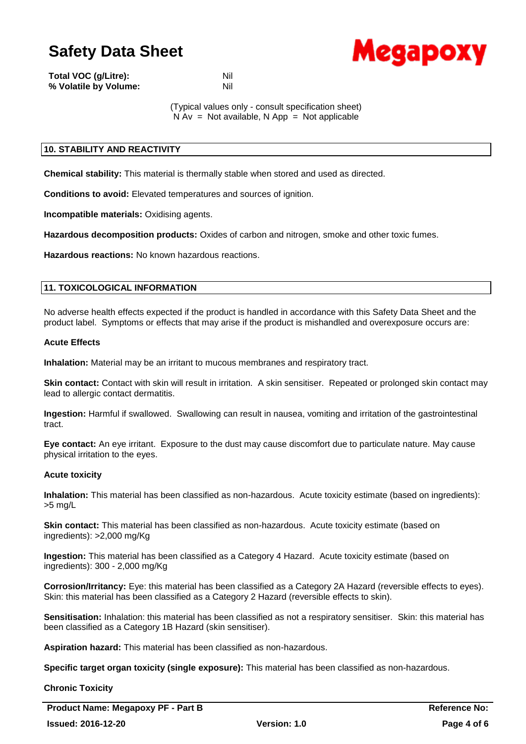**Total VOC (g/Litre):** Nil
**% Volatile by Volume:** Nil

(Typical values only - consult specification sheet)
N Av = Not available, N App = Not applicable

## 10. STABILITY AND REACTIVITY

**Chemical stability:** This material is thermally stable when stored and used as directed.

**Conditions to avoid:** Elevated temperatures and sources of ignition.

**Incompatible materials:** Oxidising agents.

**Hazardous decomposition products:** Oxides of carbon and nitrogen, smoke and other toxic fumes.

**Hazardous reactions:** No known hazardous reactions.

## 11. TOXICOLOGICAL INFORMATION

No adverse health effects expected if the product is handled in accordance with this Safety Data Sheet and the product label. Symptoms or effects that may arise if the product is mishandled and overexposure occurs are:

**Acute Effects**

**Inhalation:** Material may be an irritant to mucous membranes and respiratory tract.

**Skin contact:** Contact with skin will result in irritation. A skin sensitiser. Repeated or prolonged skin contact may lead to allergic contact dermatitis.

**Ingestion:** Harmful if swallowed. Swallowing can result in nausea, vomiting and irritation of the gastrointestinal tract.

**Eye contact:** An eye irritant. Exposure to the dust may cause discomfort due to particulate nature. May cause physical irritation to the eyes.

**Acute toxicity**

**Inhalation:** This material has been classified as non-hazardous. Acute toxicity estimate (based on ingredients): >5 mg/L

**Skin contact:** This material has been classified as non-hazardous. Acute toxicity estimate (based on ingredients): >2,000 mg/Kg

**Ingestion:** This material has been classified as a Category 4 Hazard. Acute toxicity estimate (based on ingredients): 300 - 2,000 mg/Kg

**Corrosion/Irritancy:** Eye: this material has been classified as a Category 2A Hazard (reversible effects to eyes). Skin: this material has been classified as a Category 2 Hazard (reversible effects to skin).

**Sensitisation:** Inhalation: this material has been classified as not a respiratory sensitiser. Skin: this material has been classified as a Category 1B Hazard (skin sensitiser).

**Aspiration hazard:** This material has been classified as non-hazardous.

**Specific target organ toxicity (single exposure):** This material has been classified as non-hazardous.

**Chronic Toxicity**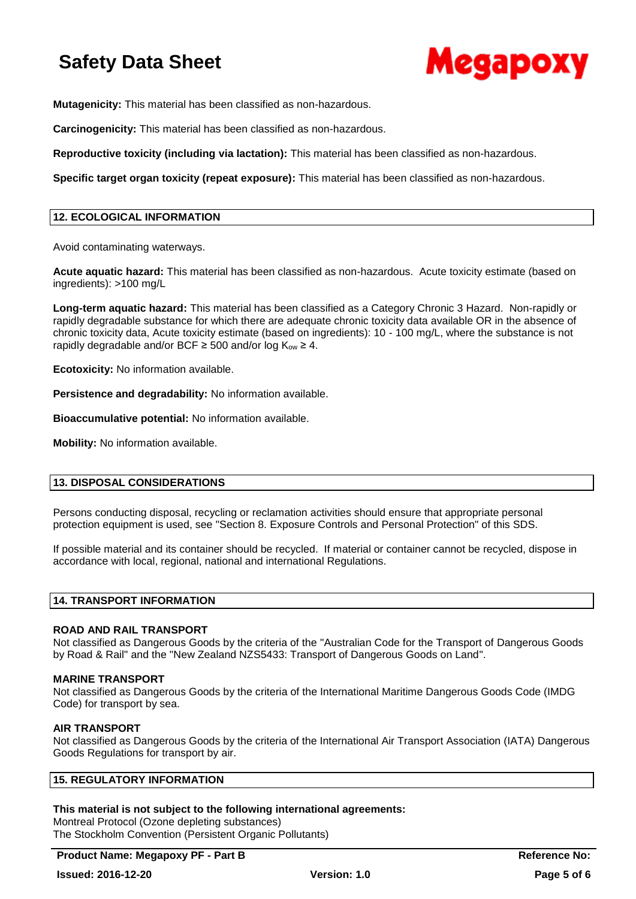**Mutagenicity:** This material has been classified as non-hazardous.

**Carcinogenicity:** This material has been classified as non-hazardous.

**Reproductive toxicity (including via lactation):** This material has been classified as non-hazardous.

**Specific target organ toxicity (repeat exposure):** This material has been classified as non-hazardous.

## 12. ECOLOGICAL INFORMATION

Avoid contaminating waterways.

**Acute aquatic hazard:** This material has been classified as non-hazardous. Acute toxicity estimate (based on ingredients): >100 mg/L

**Long-term aquatic hazard:** This material has been classified as a Category Chronic 3 Hazard. Non-rapidly or rapidly degradable substance for which there are adequate chronic toxicity data available OR in the absence of chronic toxicity data, Acute toxicity estimate (based on ingredients): 10 - 100 mg/L, where the substance is not rapidly degradable and/or BCF ≥ 500 and/or log $K_{ow}$ ≥ 4.

**Ecotoxicity:** No information available.

**Persistence and degradability:** No information available.

**Bioaccumulative potential:** No information available.

**Mobility:** No information available.

## 13. DISPOSAL CONSIDERATIONS

Persons conducting disposal, recycling or reclamation activities should ensure that appropriate personal protection equipment is used, see "Section 8. Exposure Controls and Personal Protection" of this SDS.

If possible material and its container should be recycled. If material or container cannot be recycled, dispose in accordance with local, regional, national and international Regulations.

## 14. TRANSPORT INFORMATION

**ROAD AND RAIL TRANSPORT**
Not classified as Dangerous Goods by the criteria of the "Australian Code for the Transport of Dangerous Goods by Road & Rail" and the "New Zealand NZS5433: Transport of Dangerous Goods on Land".

**MARINE TRANSPORT**
Not classified as Dangerous Goods by the criteria of the International Maritime Dangerous Goods Code (IMDG Code) for transport by sea.

**AIR TRANSPORT**
Not classified as Dangerous Goods by the criteria of the International Air Transport Association (IATA) Dangerous Goods Regulations for transport by air.

## 15. REGULATORY INFORMATION

**This material is not subject to the following international agreements:**
Montreal Protocol (Ozone depleting substances)
The Stockholm Convention (Persistent Organic Pollutants)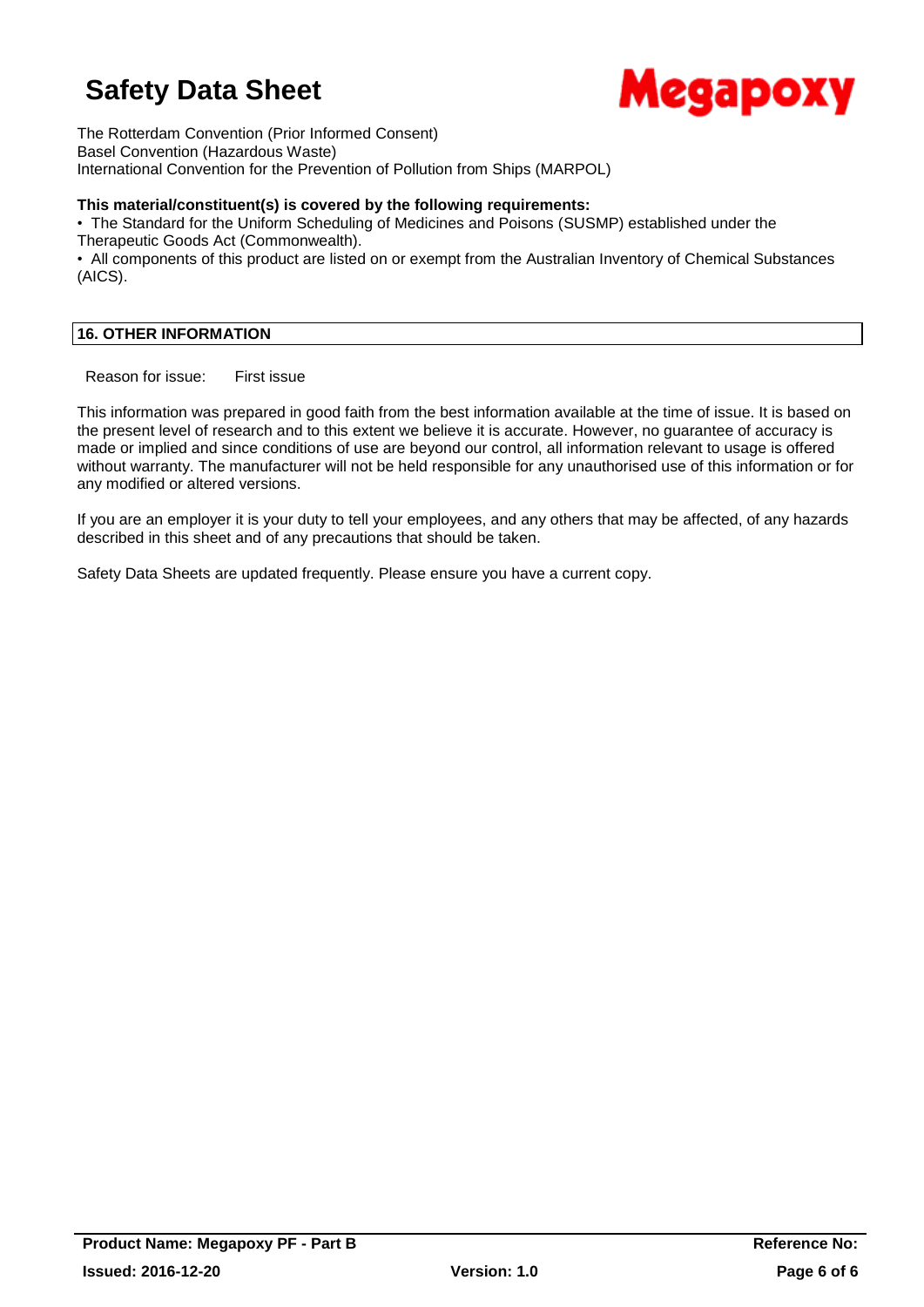The Rotterdam Convention (Prior Informed Consent)
Basel Convention (Hazardous Waste)
International Convention for the Prevention of Pollution from Ships (MARPOL)

**This material/constituent(s) is covered by the following requirements:**

- The Standard for the Uniform Scheduling of Medicines and Poisons (SUSMP) established under the Therapeutic Goods Act (Commonwealth).
- All components of this product are listed on or exempt from the Australian Inventory of Chemical Substances (AICS).

## 16. OTHER INFORMATION

Reason for issue: First issue

This information was prepared in good faith from the best information available at the time of issue. It is based on the present level of research and to this extent we believe it is accurate. However, no guarantee of accuracy is made or implied and since conditions of use are beyond our control, all information relevant to usage is offered without warranty. The manufacturer will not be held responsible for any unauthorised use of this information or for any modified or altered versions.

If you are an employer it is your duty to tell your employees, and any others that may be affected, of any hazards described in this sheet and of any precautions that should be taken.

Safety Data Sheets are updated frequently. Please ensure you have a current copy.